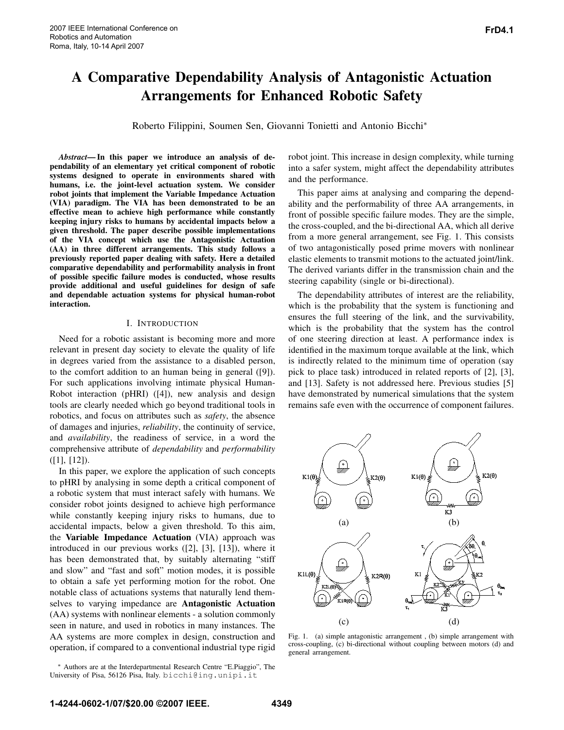# A Comparative Dependability Analysis of Antagonistic Actuation Arrangements for Enhanced Robotic Safety

Roberto Filippini, Soumen Sen, Giovanni Tonietti and Antonio Bicchi*

***Abstract*— In this paper we introduce an analysis of dependability of an elementary yet critical component of robotic systems designed to operate in environments shared with humans, i.e. the joint-level actuation system. We consider robot joints that implement the Variable Impedance Actuation (VIA) paradigm. The VIA has been demonstrated to be an effective mean to achieve high performance while constantly keeping injury risks to humans by accidental impacts below a given threshold. The paper describe possible implementations of the VIA concept which use the Antagonistic Actuation (AA) in three different arrangements. This study follows a previously reported paper dealing with safety. Here a detailed comparative dependability and performability analysis in front of possible specific failure modes is conducted, whose results provide additional and useful guidelines for design of safe and dependable actuation systems for physical human-robot interaction.**

## I. Introduction

Need for a robotic assistant is becoming more and more relevant in present day society to elevate the quality of life in degrees varied from the assistance to a disabled person, to the comfort addition to an human being in general ([9]). For such applications involving intimate physical Human-Robot interaction (pHRI) ([4]), new analysis and design tools are clearly needed which go beyond traditional tools in robotics, and focus on attributes such as *safety*, the absence of damages and injuries, *reliability*, the continuity of service, and *availability*, the readiness of service, in a word the comprehensive attribute of *dependability* and *performability* ([1], [12]).

In this paper, we explore the application of such concepts to pHRI by analysing in some depth a critical component of a robotic system that must interact safely with humans. We consider robot joints designed to achieve high performance while constantly keeping injury risks to humans, due to accidental impacts, below a given threshold. To this aim, the **Variable Impedance Actuation** (VIA) approach was introduced in our previous works ([2], [3], [13]), where it has been demonstrated that, by suitably alternating "stiff and slow" and "fast and soft" motion modes, it is possible to obtain a safe yet performing motion for the robot. One notable class of actuations systems that naturally lend themselves to varying impedance are **Antagonistic Actuation** (AA) systems with nonlinear elements - a solution commonly seen in nature, and used in robotics in many instances. The AA systems are more complex in design, construction and operation, if compared to a conventional industrial type rigid robot joint. This increase in design complexity, while turning into a safer system, might affect the dependability attributes and the performance.

This paper aims at analysing and comparing the dependability and the performability of three AA arrangements, in front of possible specific failure modes. They are the simple, the cross-coupled, and the bi-directional AA, which all derive from a more general arrangement, see Fig. 1. This consists of two antagonistically posed prime movers with nonlinear elastic elements to transmit motions to the actuated joint/link. The derived variants differ in the transmission chain and the steering capability (single or bi-directional).

The dependability attributes of interest are the reliability, which is the probability that the system is functioning and ensures the full steering of the link, and the survivability, which is the probability that the system has the control of one steering direction at least. A performance index is identified in the maximum torque available at the link, which is indirectly related to the minimum time of operation (say pick to place task) introduced in related reports of [2], [3], and [13]. Safety is not addressed here. Previous studies [5] have demonstrated by numerical simulations that the system remains safe even with the occurrence of component failures.

(a) (b) (c) (d)

Fig. 1. (a) simple antagonistic arrangement , (b) simple arrangement with cross-coupling, (c) bi-directional without coupling between motors (d) and general arrangement.

* Authors are at the Interdepartmental Research Centre "E.Piaggio", The University of Pisa, 56126 Pisa, Italy. bicchi@ing.unipi.it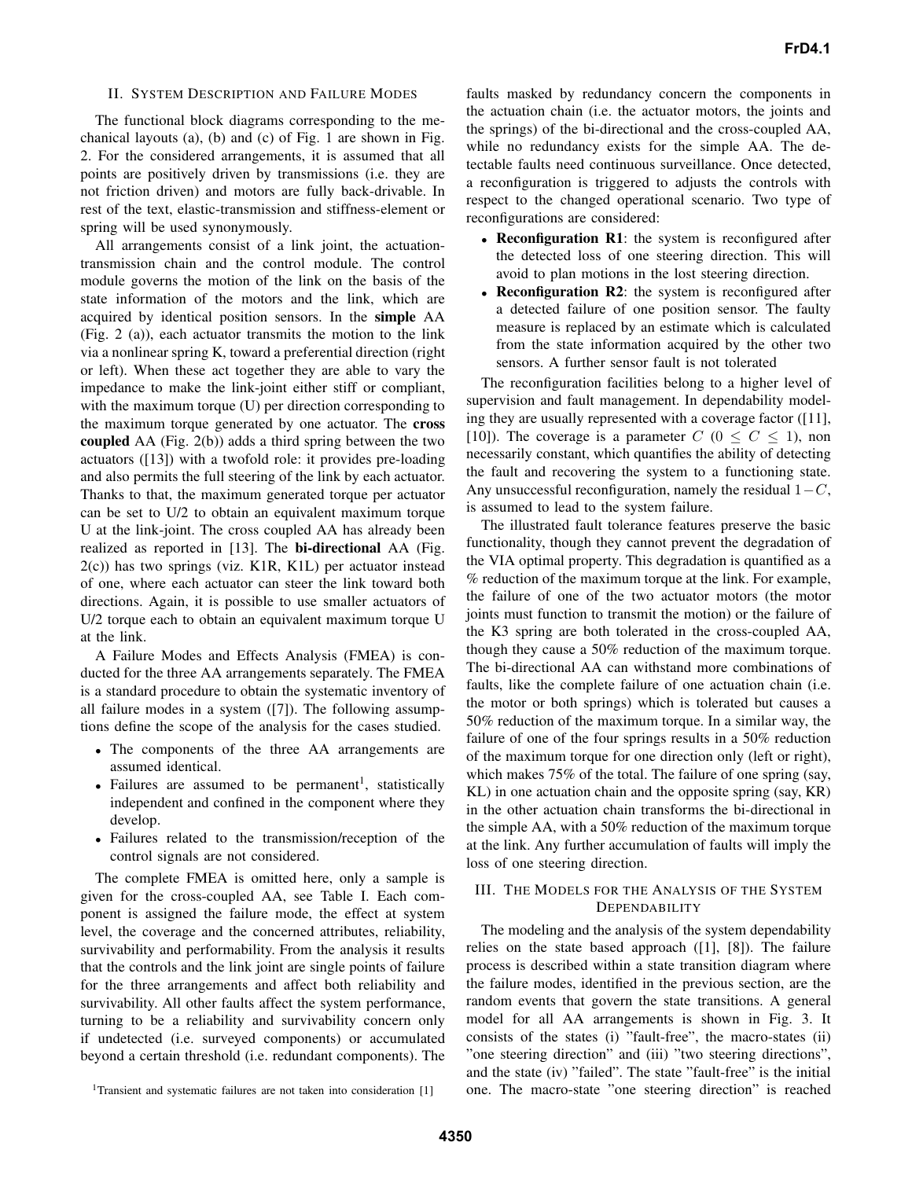## II. System Description and Failure Modes

The functional block diagrams corresponding to the mechanical layouts (a), (b) and (c) of Fig. 1 are shown in Fig. 2. For the considered arrangements, it is assumed that all points are positively driven by transmissions (i.e. they are not friction driven) and motors are fully back-drivable. In rest of the text, elastic-transmission and stiffness-element or spring will be used synonymously.

All arrangements consist of a link joint, the actuation-transmission chain and the control module. The control module governs the motion of the link on the basis of the state information of the motors and the link, which are acquired by identical position sensors. In the **simple** AA (Fig. 2 (a)), each actuator transmits the motion to the link via a nonlinear spring K, toward a preferential direction (right or left). When these act together they are able to vary the impedance to make the link-joint either stiff or compliant, with the maximum torque (U) per direction corresponding to the maximum torque generated by one actuator. The **cross coupled** AA (Fig. 2(b)) adds a third spring between the two actuators ([13]) with a twofold role: it provides pre-loading and also permits the full steering of the link by each actuator. Thanks to that, the maximum generated torque per actuator can be set to U/2 to obtain an equivalent maximum torque U at the link-joint. The cross coupled AA has already been realized as reported in [13]. The **bi-directional** AA (Fig. 2(c)) has two springs (viz. K1R, K1L) per actuator instead of one, where each actuator can steer the link toward both directions. Again, it is possible to use smaller actuators of U/2 torque each to obtain an equivalent maximum torque U at the link.

A Failure Modes and Effects Analysis (FMEA) is conducted for the three AA arrangements separately. The FMEA is a standard procedure to obtain the systematic inventory of all failure modes in a system ([7]). The following assumptions define the scope of the analysis for the cases studied.

- The components of the three AA arrangements are assumed identical.
- Failures are assumed to be permanent[1], statistically independent and confined in the component where they develop.
- Failures related to the transmission/reception of the control signals are not considered.

The complete FMEA is omitted here, only a sample is given for the cross-coupled AA, see Table I. Each component is assigned the failure mode, the effect at system level, the coverage and the concerned attributes, reliability, survivability and performability. From the analysis it results that the controls and the link joint are single points of failure for the three arrangements and affect both reliability and survivability. All other faults affect the system performance, turning to be a reliability and survivability concern only if undetected (i.e. surveyed components) or accumulated beyond a certain threshold (i.e. redundant components). The faults masked by redundancy concern the components in the actuation chain (i.e. the actuator motors, the joints and the springs) of the bi-directional and the cross-coupled AA, while no redundancy exists for the simple AA. The detectable faults need continuous surveillance. Once detected, a reconfiguration is triggered to adjusts the controls with respect to the changed operational scenario. Two type of reconfigurations are considered:

- **Reconfiguration R1**: the system is reconfigured after the detected loss of one steering direction. This will avoid to plan motions in the lost steering direction.
- **Reconfiguration R2**: the system is reconfigured after a detected failure of one position sensor. The faulty measure is replaced by an estimate which is calculated from the state information acquired by the other two sensors. A further sensor fault is not tolerated

The reconfiguration facilities belong to a higher level of supervision and fault management. In dependability modeling they are usually represented with a coverage factor ([11], [10]). The coverage is a parameter $C$ ($0 \leq C \leq 1$), non necessarily constant, which quantifies the ability of detecting the fault and recovering the system to a functioning state. Any unsuccessful reconfiguration, namely the residual $1-C$, is assumed to lead to the system failure.

The illustrated fault tolerance features preserve the basic functionality, though they cannot prevent the degradation of the VIA optimal property. This degradation is quantified as a % reduction of the maximum torque at the link. For example, the failure of one of the two actuator motors (the motor joints must function to transmit the motion) or the failure of the K3 spring are both tolerated in the cross-coupled AA, though they cause a 50% reduction of the maximum torque. The bi-directional AA can withstand more combinations of faults, like the complete failure of one actuation chain (i.e. the motor or both springs) which is tolerated but causes a 50% reduction of the maximum torque. In a similar way, the failure of one of the four springs results in a 50% reduction of the maximum torque for one direction only (left or right), which makes 75% of the total. The failure of one spring (say, KL) in one actuation chain and the opposite spring (say, KR) in the other actuation chain transforms the bi-directional in the simple AA, with a 50% reduction of the maximum torque at the link. Any further accumulation of faults will imply the loss of one steering direction.

## III. The Models for the Analysis of the System Dependability

The modeling and the analysis of the system dependability relies on the state based approach ([1], [8]). The failure process is described within a state transition diagram where the failure modes, identified in the previous section, are the random events that govern the state transitions. A general model for all AA arrangements is shown in Fig. 3. It consists of the states (i) "fault-free", the macro-states (ii) "one steering direction" and (iii) "two steering directions", and the state (iv) "failed". The state "fault-free" is the initial one. The macro-state "one steering direction" is reached

[1] Transient and systematic failures are not taken into consideration [1]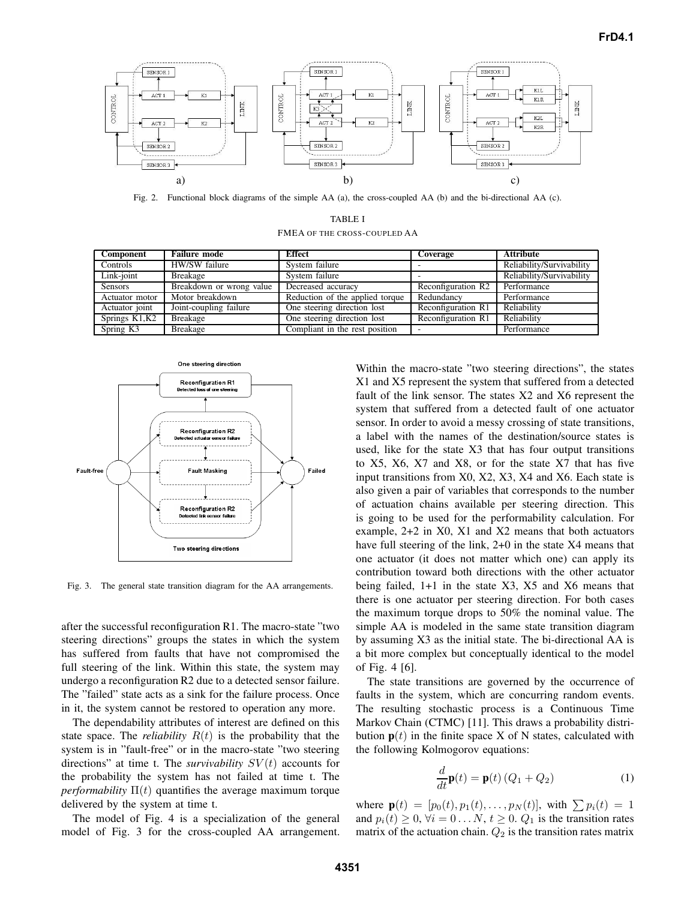Fig. 2. Functional block diagrams of the simple AA (a), the cross-coupled AA (b) and the bi-directional AA (c).

TABLE I

FMEA OF THE CROSS-COUPLED AA

| Component | Failure mode | Effect | Coverage | Attribute |
|---|---|---|---|---|
| Controls | HW/SW failure | System failure | - | Reliability/Survivability |
| Link-joint | Breakage | System failure | - | Reliability/Survivability |
| Sensors | Breakdown or wrong value | Decreased accuracy | Reconfiguration R2 | Performance |
| Actuator motor | Motor breakdown | Reduction of the applied torque | Redundancy | Performance |
| Actuator joint | Joint-coupling failure | One steering direction lost | Reconfiguration R1 | Reliability |
| Springs K1,K2 | Breakage | One steering direction lost | Reconfiguration R1 | Reliability |
| Spring K3 | Breakage | Compliant in the rest position | - | Performance |

Fig. 3. The general state transition diagram for the AA arrangements.

after the successful reconfiguration R1. The macro-state "two steering directions" groups the states in which the system has suffered from faults that have not compromised the full steering of the link. Within this state, the system may undergo a reconfiguration R2 due to a detected sensor failure. The "failed" state acts as a sink for the failure process. Once in it, the system cannot be restored to operation any more.

The dependability attributes of interest are defined on this state space. The *reliability* $R(t)$ is the probability that the system is in "fault-free" or in the macro-state "two steering directions" at time t. The *survivability* $SV(t)$ accounts for the probability the system has not failed at time t. The *performability* $\Pi(t)$ quantifies the average maximum torque delivered by the system at time t.

The model of Fig. 4 is a specialization of the general model of Fig. 3 for the cross-coupled AA arrangement. Within the macro-state "two steering directions", the states X1 and X5 represent the system that suffered from a detected fault of the link sensor. The states X2 and X6 represent the system that suffered from a detected fault of one actuator sensor. In order to avoid a messy crossing of state transitions, a label with the names of the destination/source states is used, like for the state X3 that has four output transitions to X5, X6, X7 and X8, or for the state X7 that has five input transitions from X0, X2, X3, X4 and X6. Each state is also given a pair of variables that corresponds to the number of actuation chains available per steering direction. This is going to be used for the performability calculation. For example, 2+2 in X0, X1 and X2 means that both actuators have full steering of the link, 2+0 in the state X4 means that one actuator (it does not matter which one) can apply its contribution toward both directions with the other actuator being failed, 1+1 in the state X3, X5 and X6 means that there is one actuator per steering direction. For both cases the maximum torque drops to 50% the nominal value. The simple AA is modeled in the same state transition diagram by assuming X3 as the initial state. The bi-directional AA is a bit more complex but conceptually identical to the model of Fig. 4 [6].

The state transitions are governed by the occurrence of faults in the system, which are concurring random events. The resulting stochastic process is a Continuous Time Markov Chain (CTMC) [11]. This draws a probability distribution $\mathbf{p}(t)$ in the finite space X of N states, calculated with the following Kolmogorov equations:

$$\frac{d}{dt}\mathbf{p}(t) = \mathbf{p}(t)\,(Q_1 + Q_2) \quad (1)$$

where $\mathbf{p}(t) = [p_0(t), p_1(t), \ldots, p_N(t)]$, with $\sum p_i(t) = 1$ and $p_i(t) \geq 0, \forall i = 0 \ldots N, t \geq 0$. $Q_1$ is the transition rates matrix of the actuation chain. $Q_2$ is the transition rates matrix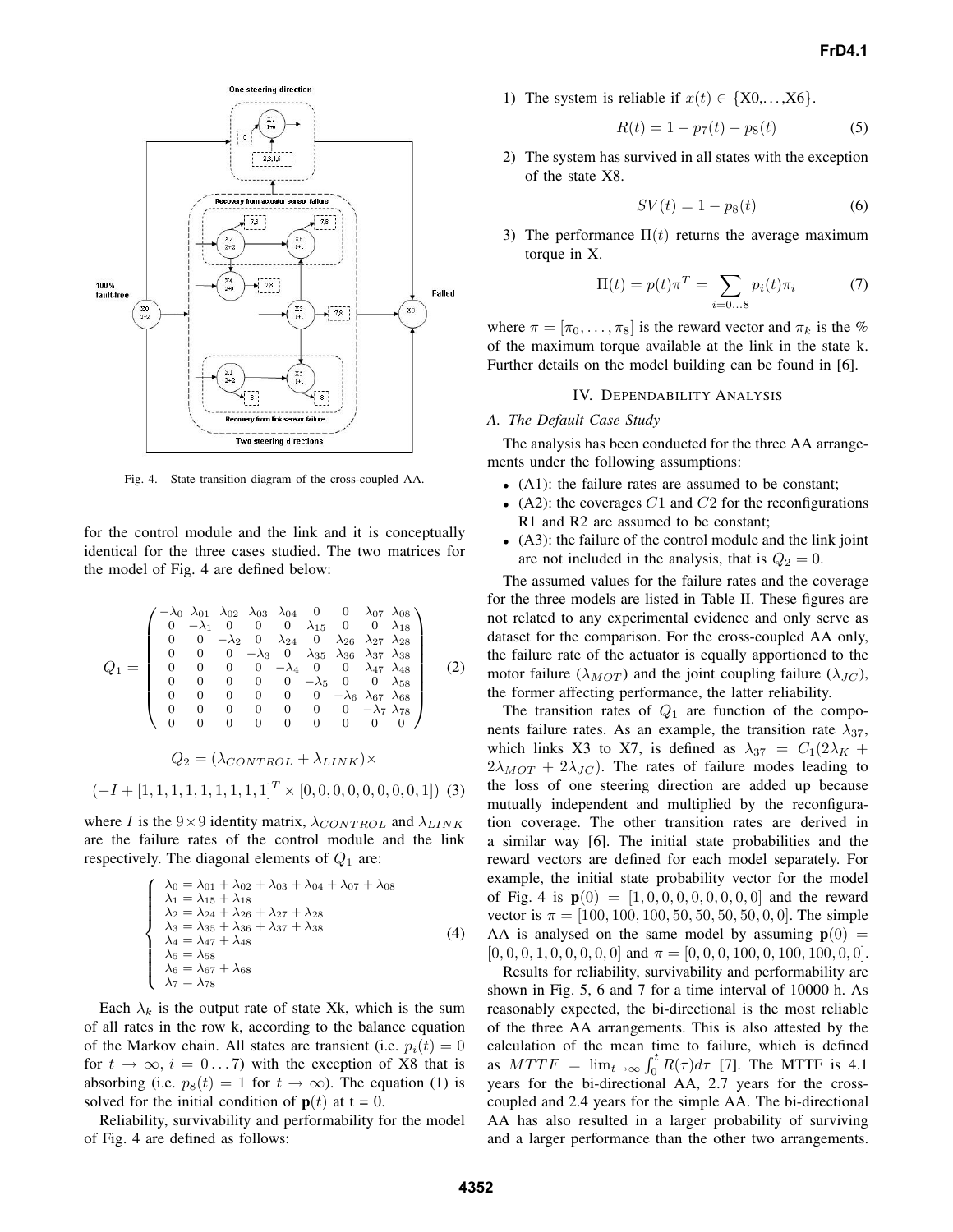Fig. 4. State transition diagram of the cross-coupled AA.

for the control module and the link and it is conceptually identical for the three cases studied. The two matrices for the model of Fig. 4 are defined below:

$$
Q_1 = \begin{pmatrix}
-\lambda_0 & \lambda_{01} & \lambda_{02} & \lambda_{03} & \lambda_{04} & 0 & 0 & \lambda_{07} & \lambda_{08} \\
0 & -\lambda_1 & 0 & 0 & 0 & \lambda_{15} & 0 & 0 & \lambda_{18} \\
0 & 0 & -\lambda_2 & 0 & \lambda_{24} & 0 & \lambda_{26} & \lambda_{27} & \lambda_{28} \\
0 & 0 & 0 & -\lambda_3 & 0 & \lambda_{35} & \lambda_{36} & \lambda_{37} & \lambda_{38} \\
0 & 0 & 0 & 0 & -\lambda_4 & 0 & 0 & \lambda_{47} & \lambda_{48} \\
0 & 0 & 0 & 0 & 0 & -\lambda_5 & 0 & 0 & \lambda_{58} \\
0 & 0 & 0 & 0 & 0 & 0 & -\lambda_6 & \lambda_{67} & \lambda_{68} \\
0 & 0 & 0 & 0 & 0 & 0 & 0 & -\lambda_7 & \lambda_{78} \\
0 & 0 & 0 & 0 & 0 & 0 & 0 & 0 & 0
\end{pmatrix} \quad (2)
$$

$$
Q_2 = (\lambda_{CONTROL} + \lambda_{LINK}) \times
$$

$$
(-I + [1,1,1,1,1,1,1,1,1]^T \times [0,0,0,0,0,0,0,0,1]) \quad (3)
$$

where $I$ is the $9 \times 9$ identity matrix, $\lambda_{CONTROL}$ and $\lambda_{LINK}$ are the failure rates of the control module and the link respectively. The diagonal elements of $Q_1$ are:

$$
\begin{cases}
\lambda_0 = \lambda_{01} + \lambda_{02} + \lambda_{03} + \lambda_{04} + \lambda_{07} + \lambda_{08} \\
\lambda_1 = \lambda_{15} + \lambda_{18} \\
\lambda_2 = \lambda_{24} + \lambda_{26} + \lambda_{27} + \lambda_{28} \\
\lambda_3 = \lambda_{35} + \lambda_{36} + \lambda_{37} + \lambda_{38} \\
\lambda_4 = \lambda_{47} + \lambda_{48} \\
\lambda_5 = \lambda_{58} \\
\lambda_6 = \lambda_{67} + \lambda_{68} \\
\lambda_7 = \lambda_{78}
\end{cases} \quad (4)
$$

Each $\lambda_k$ is the output rate of state Xk, which is the sum of all rates in the row k, according to the balance equation of the Markov chain. All states are transient (i.e. $p_i(t) = 0$ for $t \to \infty, i = 0 \ldots 7$) with the exception of X8 that is absorbing (i.e. $p_8(t) = 1$ for $t \to \infty$). The equation (1) is solved for the initial condition of $\mathbf{p}(t)$ at t = 0.

Reliability, survivability and performability for the model of Fig. 4 are defined as follows:

1) The system is reliable if $x(t) \in \{\text{X0}, \ldots, \text{X6}\}$.

$$
R(t) = 1 - p_7(t) - p_8(t) \quad (5)
$$

2) The system has survived in all states with the exception of the state X8.

$$
SV(t) = 1 - p_8(t) \quad (6)
$$

3) The performance $\Pi(t)$ returns the average maximum torque in X.

$$
\Pi(t) = p(t)\pi^T = \sum_{i=0\ldots8} p_i(t)\pi_i \quad (7)
$$

where $\pi = [\pi_0, \ldots, \pi_8]$ is the reward vector and $\pi_k$ is the % of the maximum torque available at the link in the state k. Further details on the model building can be found in [6].

## IV. Dependability Analysis

### A. The Default Case Study

The analysis has been conducted for the three AA arrangements under the following assumptions:

- (A1): the failure rates are assumed to be constant;
- (A2): the coverages $C1$ and $C2$ for the reconfigurations R1 and R2 are assumed to be constant;
- (A3): the failure of the control module and the link joint are not included in the analysis, that is $Q_2 = 0$.

The assumed values for the failure rates and the coverage for the three models are listed in Table II. These figures are not related to any experimental evidence and only serve as dataset for the comparison. For the cross-coupled AA only, the failure rate of the actuator is equally apportioned to the motor failure ($\lambda_{MOT}$) and the joint coupling failure ($\lambda_{JC}$), the former affecting performance, the latter reliability.

The transition rates of $Q_1$ are function of the components failure rates. As an example, the transition rate $\lambda_{37}$, which links X3 to X7, is defined as $\lambda_{37} = C_1(2\lambda_K + 2\lambda_{MOT} + 2\lambda_{JC})$. The rates of failure modes leading to the loss of one steering direction are added up because mutually independent and multiplied by the reconfiguration coverage. The other transition rates are derived in a similar way [6]. The initial state probabilities and the reward vectors are defined for each model separately. For example, the initial state probability vector for the model of Fig. 4 is $\mathbf{p}(0) = [1, 0, 0, 0, 0, 0, 0, 0, 0]$ and the reward vector is $\pi = [100, 100, 100, 50, 50, 50, 50, 0, 0]$. The simple AA is analysed on the same model by assuming $\mathbf{p}(0) = [0, 0, 0, 1, 0, 0, 0, 0, 0]$ and $\pi = [0, 0, 0, 100, 0, 100, 100, 0, 0]$.

Results for reliability, survivability and performability are shown in Fig. 5, 6 and 7 for a time interval of 10000 h. As reasonably expected, the bi-directional is the most reliable of the three AA arrangements. This is also attested by the calculation of the mean time to failure, which is defined as $MTTF = \lim_{t\to\infty} \int_0^t R(\tau)d\tau$ [7]. The MTTF is 4.1 years for the bi-directional AA, 2.7 years for the cross-coupled and 2.4 years for the simple AA. The bi-directional AA has also resulted in a larger probability of surviving and a larger performance than the other two arrangements.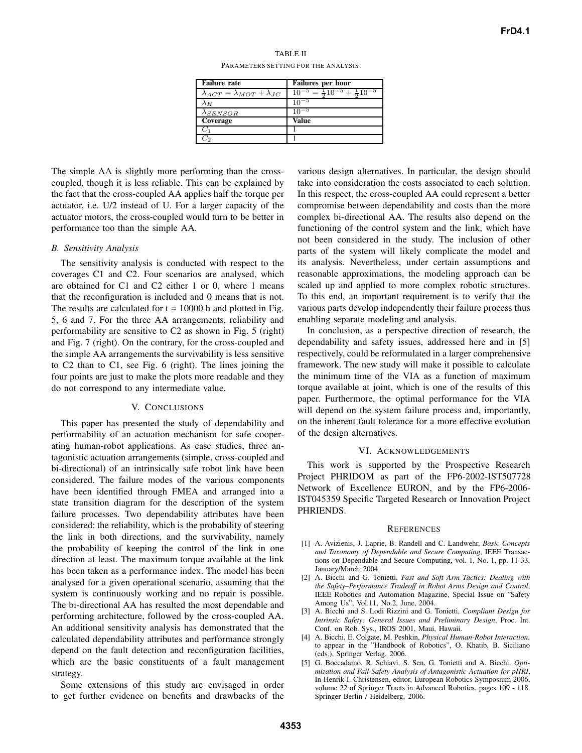TABLE II

PARAMETERS SETTING FOR THE ANALYSIS.

| Failure rate | Failures per hour |
|---|---|
| $\lambda_{ACT} = \lambda_{MOT} + \lambda_{JC}$ | $10^{-5} = \frac{1}{2}10^{-5} + \frac{1}{2}10^{-5}$ |
| $\lambda_K$ | $10^{-5}$ |
| $\lambda_{SENSOR}$ | $10^{-5}$ |
| **Coverage** | **Value** |
| $C_1$ | 1 |
| $C_2$ | 1 |

The simple AA is slightly more performing than the cross-coupled, though it is less reliable. This can be explained by the fact that the cross-coupled AA applies half the torque per actuator, i.e. U/2 instead of U. For a larger capacity of the actuator motors, the cross-coupled would turn to be better in performance too than the simple AA.

### *B. Sensitivity Analysis*

The sensitivity analysis is conducted with respect to the coverages C1 and C2. Four scenarios are analysed, which are obtained for C1 and C2 either 1 or 0, where 1 means that the reconfiguration is included and 0 means that is not. The results are calculated for t = 10000 h and plotted in Fig. 5, 6 and 7. For the three AA arrangements, reliability and performability are sensitive to C2 as shown in Fig. 5 (right) and Fig. 7 (right). On the contrary, for the cross-coupled and the simple AA arrangements the survivability is less sensitive to C2 than to C1, see Fig. 6 (right). The lines joining the four points are just to make the plots more readable and they do not correspond to any intermediate value.

## V. CONCLUSIONS

This paper has presented the study of dependability and performability of an actuation mechanism for safe cooperating human-robot applications. As case studies, three antagonistic actuation arrangements (simple, cross-coupled and bi-directional) of an intrinsically safe robot link have been considered. The failure modes of the various components have been identified through FMEA and arranged into a state transition diagram for the description of the system failure processes. Two dependability attributes have been considered: the reliability, which is the probability of steering the link in both directions, and the survivability, namely the probability of keeping the control of the link in one direction at least. The maximum torque available at the link has been taken as a performance index. The model has been analysed for a given operational scenario, assuming that the system is continuously working and no repair is possible. The bi-directional AA has resulted the most dependable and performing architecture, followed by the cross-coupled AA. An additional sensitivity analysis has demonstrated that the calculated dependability attributes and performance strongly depend on the fault detection and reconfiguration facilities, which are the basic constituents of a fault management strategy.

Some extensions of this study are envisaged in order to get further evidence on benefits and drawbacks of the various design alternatives. In particular, the design should take into consideration the costs associated to each solution. In this respect, the cross-coupled AA could represent a better compromise between dependability and costs than the more complex bi-directional AA. The results also depend on the functioning of the control system and the link, which have not been considered in the study. The inclusion of other parts of the system will likely complicate the model and its analysis. Nevertheless, under certain assumptions and reasonable approximations, the modeling approach can be scaled up and applied to more complex robotic structures. To this end, an important requirement is to verify that the various parts develop independently their failure process thus enabling separate modeling and analysis.

In conclusion, as a perspective direction of research, the dependability and safety issues, addressed here and in [5] respectively, could be reformulated in a larger comprehensive framework. The new study will make it possible to calculate the minimum time of the VIA as a function of maximum torque available at joint, which is one of the results of this paper. Furthermore, the optimal performance for the VIA will depend on the system failure process and, importantly, on the inherent fault tolerance for a more effective evolution of the design alternatives.

## VI. ACKNOWLEDGEMENTS

This work is supported by the Prospective Research Project PHRIDOM as part of the FP6-2002-IST507728 Network of Excellence EURON, and by the FP6-2006-IST045359 Specific Targeted Research or Innovation Project PHRIENDS.

## REFERENCES

[1] A. Avizienis, J. Laprie, B. Randell and C. Landwehr, *Basic Concepts and Taxonomy of Dependable and Secure Computing*, IEEE Transactions on Dependable and Secure Computing, vol. 1, No. 1, pp. 11-33, January/March 2004.

[2] A. Bicchi and G. Tonietti, *Fast and Soft Arm Tactics: Dealing with the Safety–Performance Tradeoff in Robot Arms Design and Control*, IEEE Robotics and Automation Magazine, Special Issue on "Safety Among Us", Vol.11, No.2, June, 2004.

[3] A. Bicchi and S. Lodi Rizzini and G. Tonietti, *Compliant Design for Intrinsic Safety: General Issues and Preliminary Design*, Proc. Int. Conf. on Rob. Sys., IROS 2001, Maui, Hawaii.

[4] A. Bicchi, E. Colgate, M. Peshkin, *Physical Human-Robot Interaction*, to appear in the "Handbook of Robotics", O. Khatib, B. Siciliano (eds.), Springer Verlag, 2006.

[5] G. Boccadamo, R. Schiavi, S. Sen, G. Tonietti and A. Bicchi, *Optimization and Fail-Safety Analysis of Antagonistic Actuation for pHRI*, In Henrik I. Christensen, editor, European Robotics Symposium 2006, volume 22 of Springer Tracts in Advanced Robotics, pages 109 - 118. Springer Berlin / Heidelberg, 2006.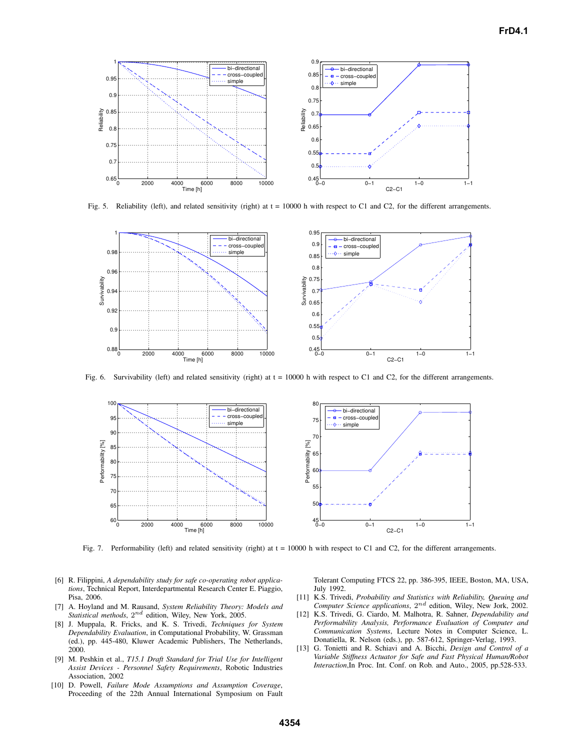1
0.95
0.9
0.85
0.8
0.75
0.7
0.65
0 2000 4000 6000 8000 10000
Time [h]
Reliability
bi−directional
cross−coupled
simple

0.9
0.85
0.8
0.75
0.7
0.65
0.6
0.55
0.5
0.45
0−0 0−1 1−0 1−1
C2−C1
Reliability
bi−directional
cross−coupled
simple

Fig. 5. Reliability (left), and related sensitivity (right) at t = 10000 h with respect to C1 and C2, for the different arrangements.

1
0.98
0.96
0.94
0.92
0.9
0.88
0 2000 4000 6000 8000 10000
Time [h]
Survivability
bi−directional
cross−coupled
simple

0.95
0.9
0.85
0.8
0.75
0.7
0.65
0.6
0.55
0.5
0.45
0−0 0−1 1−0 1−1
C2−C1
Survivability
bi−directional
cross−coupled
simple

Fig. 6. Survivability (left) and related sensitivity (right) at t = 10000 h with respect to C1 and C2, for the different arrangements.

100
95
90
85
80
75
70
65
60
0 2000 4000 6000 8000 10000
Time [h]
Performability [%]
bi−directional
cross−coupled
simple

80
75
70
65
60
55
50
45
0−0 0−1 1−0 1−1
C2−C1
Performability [%]
bi−directional
cross−coupled
simple

Fig. 7. Performability (left) and related sensitivity (right) at t = 10000 h with respect to C1 and C2, for the different arrangements.

[6] R. Filippini, *A dependability study for safe co-operating robot applications*, Technical Report, Interdepartmental Research Center E. Piaggio, Pisa, 2006.

[7] A. Hoyland and M. Rausand, *System Reliability Theory: Models and Statistical methods*, $2^{nd}$ edition, Wiley, New York, 2005.

[8] J. Muppala, R. Fricks, and K. S. Trivedi, *Techniques for System Dependability Evaluation*, in Computational Probability, W. Grassman (ed.), pp. 445-480, Kluwer Academic Publishers, The Netherlands, 2000.

[9] M. Peshkin et al., *T15.1 Draft Standard for Trial Use for Intelligent Assist Devices - Personnel Safety Requirements*, Robotic Industries Association, 2002

[10] D. Powell, *Failure Mode Assumptions and Assumption Coverage*, Proceeding of the 22th Annual International Symposium on Fault Tolerant Computing FTCS 22, pp. 386-395, IEEE, Boston, MA, USA, July 1992.

[11] K.S. Trivedi, *Probability and Statistics with Reliability, Queuing and Computer Science applications*, $2^{nd}$ edition, Wiley, New Jork, 2002.

[12] K.S. Trivedi, G. Ciardo, M. Malhotra, R. Sahner, *Dependability and Performability Analysis, Performance Evaluation of Computer and Communication Systems*, Lecture Notes in Computer Science, L. Donatiella, R. Nelson (eds.), pp. 587-612, Springer-Verlag, 1993.

[13] G. Tonietti and R. Schiavi and A. Bicchi, *Design and Control of a Variable Stiffness Actuator for Safe and Fast Physical Human/Robot Interaction*,In Proc. Int. Conf. on Rob. and Auto., 2005, pp.528-533.